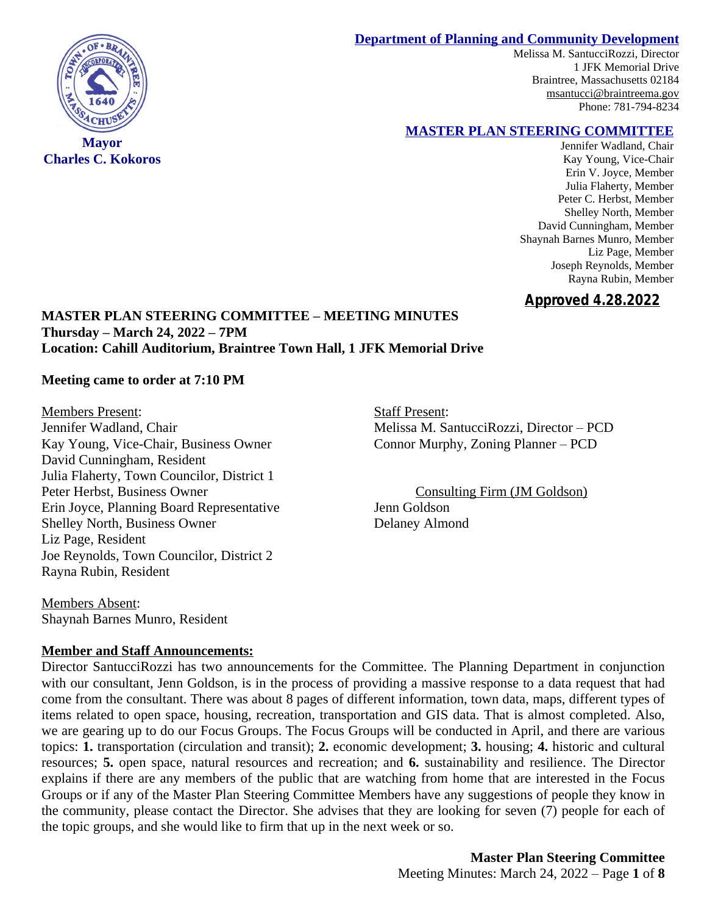**Department of Planning and Community Development**

Melissa M. SantucciRozzi, Director
1 JFK Memorial Drive
Braintree, Massachusetts 02184
msantucci@braintreema.gov
Phone: 781-794-8234

**Mayor**
**Charles C. Kokoros**

**MASTER PLAN STEERING COMMITTEE**

Jennifer Wadland, Chair
Kay Young, Vice-Chair
Erin V. Joyce, Member
Julia Flaherty, Member
Peter C. Herbst, Member
Shelley North, Member
David Cunningham, Member
Shaynah Barnes Munro, Member
Liz Page, Member
Joseph Reynolds, Member
Rayna Rubin, Member

***Approved 4.28.2022***

**MASTER PLAN STEERING COMMITTEE – MEETING MINUTES**
**Thursday – March 24, 2022 – 7PM**
**Location: Cahill Auditorium, Braintree Town Hall, 1 JFK Memorial Drive**

**Meeting came to order at 7:10 PM**

Members Present:
Jennifer Wadland, Chair
Kay Young, Vice-Chair, Business Owner
David Cunningham, Resident
Julia Flaherty, Town Councilor, District 1
Peter Herbst, Business Owner
Erin Joyce, Planning Board Representative
Shelley North, Business Owner
Liz Page, Resident
Joe Reynolds, Town Councilor, District 2
Rayna Rubin, Resident

Staff Present:
Melissa M. SantucciRozzi, Director – PCD
Connor Murphy, Zoning Planner – PCD

Consulting Firm (JM Goldson)
Jenn Goldson
Delaney Almond

Members Absent:
Shaynah Barnes Munro, Resident

**Member and Staff Announcements:**

Director SantucciRozzi has two announcements for the Committee. The Planning Department in conjunction with our consultant, Jenn Goldson, is in the process of providing a massive response to a data request that had come from the consultant. There was about 8 pages of different information, town data, maps, different types of items related to open space, housing, recreation, transportation and GIS data. That is almost completed. Also, we are gearing up to do our Focus Groups. The Focus Groups will be conducted in April, and there are various topics: **1.** transportation (circulation and transit); **2.** economic development; **3.** housing; **4.** historic and cultural resources; **5.** open space, natural resources and recreation; and **6.** sustainability and resilience. The Director explains if there are any members of the public that are watching from home that are interested in the Focus Groups or if any of the Master Plan Steering Committee Members have any suggestions of people they know in the community, please contact the Director. She advises that they are looking for seven (7) people for each of the topic groups, and she would like to firm that up in the next week or so.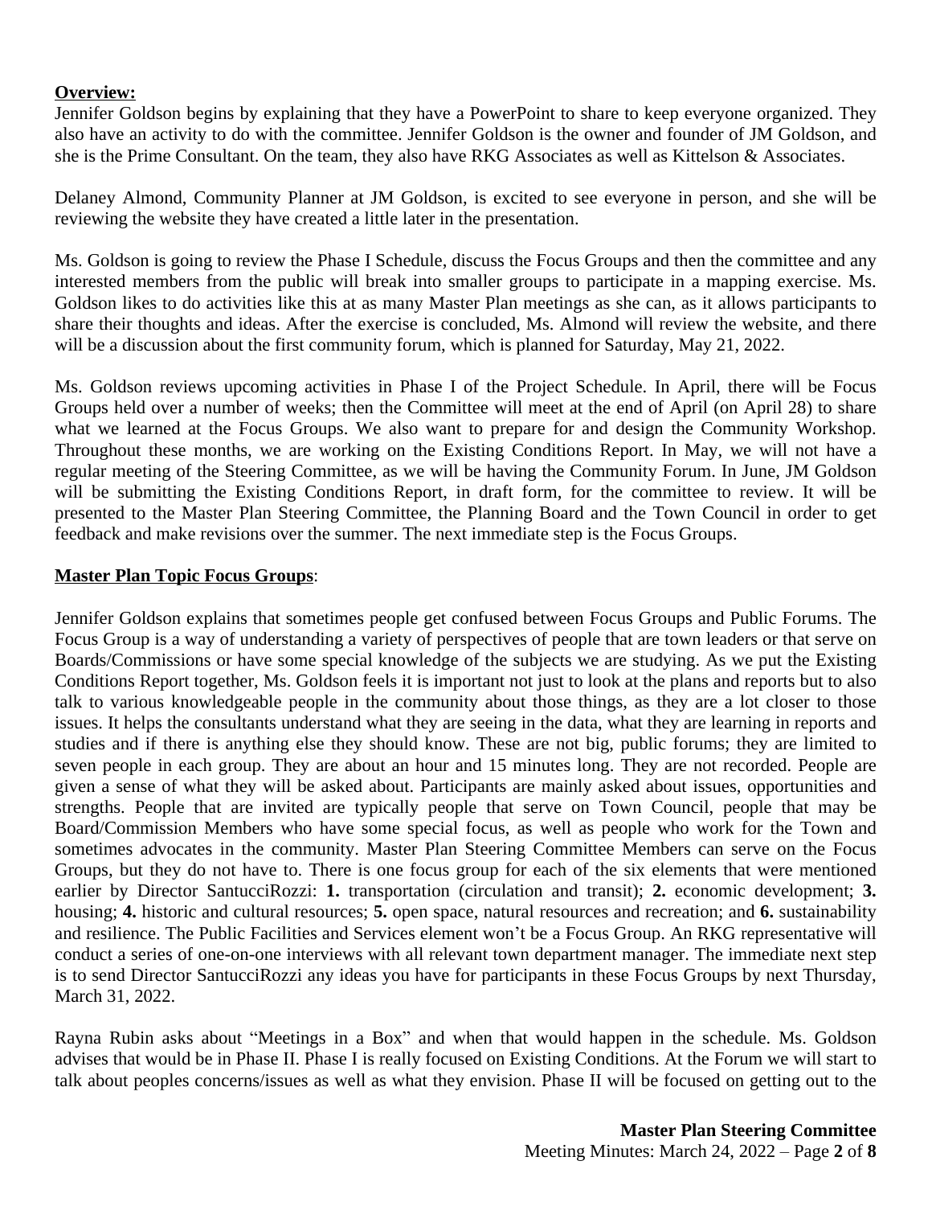**Overview:**

Jennifer Goldson begins by explaining that they have a PowerPoint to share to keep everyone organized. They also have an activity to do with the committee. Jennifer Goldson is the owner and founder of JM Goldson, and she is the Prime Consultant. On the team, they also have RKG Associates as well as Kittelson & Associates.

Delaney Almond, Community Planner at JM Goldson, is excited to see everyone in person, and she will be reviewing the website they have created a little later in the presentation.

Ms. Goldson is going to review the Phase I Schedule, discuss the Focus Groups and then the committee and any interested members from the public will break into smaller groups to participate in a mapping exercise. Ms. Goldson likes to do activities like this at as many Master Plan meetings as she can, as it allows participants to share their thoughts and ideas. After the exercise is concluded, Ms. Almond will review the website, and there will be a discussion about the first community forum, which is planned for Saturday, May 21, 2022.

Ms. Goldson reviews upcoming activities in Phase I of the Project Schedule. In April, there will be Focus Groups held over a number of weeks; then the Committee will meet at the end of April (on April 28) to share what we learned at the Focus Groups. We also want to prepare for and design the Community Workshop. Throughout these months, we are working on the Existing Conditions Report. In May, we will not have a regular meeting of the Steering Committee, as we will be having the Community Forum. In June, JM Goldson will be submitting the Existing Conditions Report, in draft form, for the committee to review. It will be presented to the Master Plan Steering Committee, the Planning Board and the Town Council in order to get feedback and make revisions over the summer. The next immediate step is the Focus Groups.

**Master Plan Topic Focus Groups**:

Jennifer Goldson explains that sometimes people get confused between Focus Groups and Public Forums. The Focus Group is a way of understanding a variety of perspectives of people that are town leaders or that serve on Boards/Commissions or have some special knowledge of the subjects we are studying. As we put the Existing Conditions Report together, Ms. Goldson feels it is important not just to look at the plans and reports but to also talk to various knowledgeable people in the community about those things, as they are a lot closer to those issues. It helps the consultants understand what they are seeing in the data, what they are learning in reports and studies and if there is anything else they should know. These are not big, public forums; they are limited to seven people in each group. They are about an hour and 15 minutes long. They are not recorded. People are given a sense of what they will be asked about. Participants are mainly asked about issues, opportunities and strengths. People that are invited are typically people that serve on Town Council, people that may be Board/Commission Members who have some special focus, as well as people who work for the Town and sometimes advocates in the community. Master Plan Steering Committee Members can serve on the Focus Groups, but they do not have to. There is one focus group for each of the six elements that were mentioned earlier by Director SantucciRozzi: **1.** transportation (circulation and transit); **2.** economic development; **3.** housing; **4.** historic and cultural resources; **5.** open space, natural resources and recreation; and **6.** sustainability and resilience. The Public Facilities and Services element won't be a Focus Group. An RKG representative will conduct a series of one-on-one interviews with all relevant town department manager. The immediate next step is to send Director SantucciRozzi any ideas you have for participants in these Focus Groups by next Thursday, March 31, 2022.

Rayna Rubin asks about "Meetings in a Box" and when that would happen in the schedule. Ms. Goldson advises that would be in Phase II. Phase I is really focused on Existing Conditions. At the Forum we will start to talk about peoples concerns/issues as well as what they envision. Phase II will be focused on getting out to the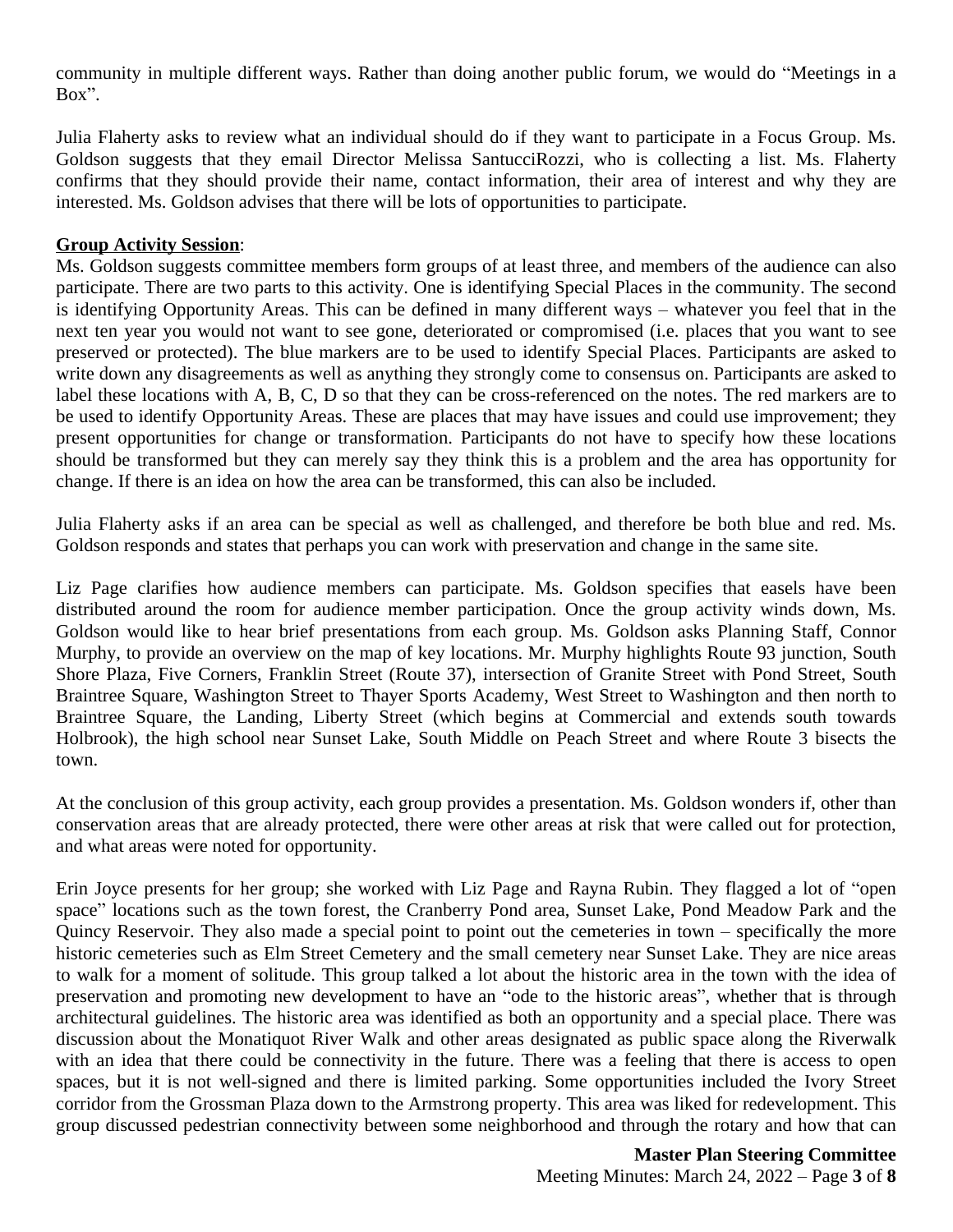community in multiple different ways. Rather than doing another public forum, we would do "Meetings in a Box".

Julia Flaherty asks to review what an individual should do if they want to participate in a Focus Group. Ms. Goldson suggests that they email Director Melissa SantucciRozzi, who is collecting a list. Ms. Flaherty confirms that they should provide their name, contact information, their area of interest and why they are interested. Ms. Goldson advises that there will be lots of opportunities to participate.

**Group Activity Session**:

Ms. Goldson suggests committee members form groups of at least three, and members of the audience can also participate. There are two parts to this activity. One is identifying Special Places in the community. The second is identifying Opportunity Areas. This can be defined in many different ways – whatever you feel that in the next ten year you would not want to see gone, deteriorated or compromised (i.e. places that you want to see preserved or protected). The blue markers are to be used to identify Special Places. Participants are asked to write down any disagreements as well as anything they strongly come to consensus on. Participants are asked to label these locations with A, B, C, D so that they can be cross-referenced on the notes. The red markers are to be used to identify Opportunity Areas. These are places that may have issues and could use improvement; they present opportunities for change or transformation. Participants do not have to specify how these locations should be transformed but they can merely say they think this is a problem and the area has opportunity for change. If there is an idea on how the area can be transformed, this can also be included.

Julia Flaherty asks if an area can be special as well as challenged, and therefore be both blue and red. Ms. Goldson responds and states that perhaps you can work with preservation and change in the same site.

Liz Page clarifies how audience members can participate. Ms. Goldson specifies that easels have been distributed around the room for audience member participation. Once the group activity winds down, Ms. Goldson would like to hear brief presentations from each group. Ms. Goldson asks Planning Staff, Connor Murphy, to provide an overview on the map of key locations. Mr. Murphy highlights Route 93 junction, South Shore Plaza, Five Corners, Franklin Street (Route 37), intersection of Granite Street with Pond Street, South Braintree Square, Washington Street to Thayer Sports Academy, West Street to Washington and then north to Braintree Square, the Landing, Liberty Street (which begins at Commercial and extends south towards Holbrook), the high school near Sunset Lake, South Middle on Peach Street and where Route 3 bisects the town.

At the conclusion of this group activity, each group provides a presentation. Ms. Goldson wonders if, other than conservation areas that are already protected, there were other areas at risk that were called out for protection, and what areas were noted for opportunity.

Erin Joyce presents for her group; she worked with Liz Page and Rayna Rubin. They flagged a lot of "open space" locations such as the town forest, the Cranberry Pond area, Sunset Lake, Pond Meadow Park and the Quincy Reservoir. They also made a special point to point out the cemeteries in town – specifically the more historic cemeteries such as Elm Street Cemetery and the small cemetery near Sunset Lake. They are nice areas to walk for a moment of solitude. This group talked a lot about the historic area in the town with the idea of preservation and promoting new development to have an "ode to the historic areas", whether that is through architectural guidelines. The historic area was identified as both an opportunity and a special place. There was discussion about the Monatiquot River Walk and other areas designated as public space along the Riverwalk with an idea that there could be connectivity in the future. There was a feeling that there is access to open spaces, but it is not well-signed and there is limited parking. Some opportunities included the Ivory Street corridor from the Grossman Plaza down to the Armstrong property. This area was liked for redevelopment. This group discussed pedestrian connectivity between some neighborhood and through the rotary and how that can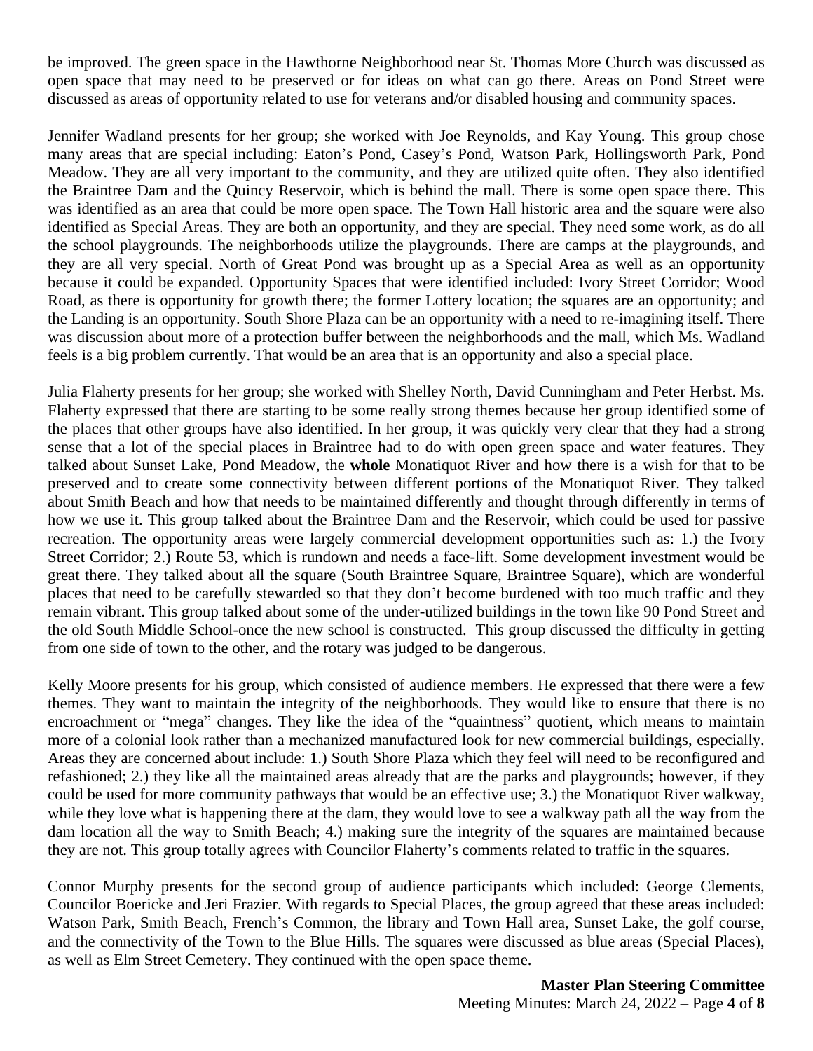be improved. The green space in the Hawthorne Neighborhood near St. Thomas More Church was discussed as open space that may need to be preserved or for ideas on what can go there. Areas on Pond Street were discussed as areas of opportunity related to use for veterans and/or disabled housing and community spaces.

Jennifer Wadland presents for her group; she worked with Joe Reynolds, and Kay Young. This group chose many areas that are special including: Eaton's Pond, Casey's Pond, Watson Park, Hollingsworth Park, Pond Meadow. They are all very important to the community, and they are utilized quite often. They also identified the Braintree Dam and the Quincy Reservoir, which is behind the mall. There is some open space there. This was identified as an area that could be more open space. The Town Hall historic area and the square were also identified as Special Areas. They are both an opportunity, and they are special. They need some work, as do all the school playgrounds. The neighborhoods utilize the playgrounds. There are camps at the playgrounds, and they are all very special. North of Great Pond was brought up as a Special Area as well as an opportunity because it could be expanded. Opportunity Spaces that were identified included: Ivory Street Corridor; Wood Road, as there is opportunity for growth there; the former Lottery location; the squares are an opportunity; and the Landing is an opportunity. South Shore Plaza can be an opportunity with a need to re-imagining itself. There was discussion about more of a protection buffer between the neighborhoods and the mall, which Ms. Wadland feels is a big problem currently. That would be an area that is an opportunity and also a special place.

Julia Flaherty presents for her group; she worked with Shelley North, David Cunningham and Peter Herbst. Ms. Flaherty expressed that there are starting to be some really strong themes because her group identified some of the places that other groups have also identified. In her group, it was quickly very clear that they had a strong sense that a lot of the special places in Braintree had to do with open green space and water features. They talked about Sunset Lake, Pond Meadow, the **whole** Monatiquot River and how there is a wish for that to be preserved and to create some connectivity between different portions of the Monatiquot River. They talked about Smith Beach and how that needs to be maintained differently and thought through differently in terms of how we use it. This group talked about the Braintree Dam and the Reservoir, which could be used for passive recreation. The opportunity areas were largely commercial development opportunities such as: 1.) the Ivory Street Corridor; 2.) Route 53, which is rundown and needs a face-lift. Some development investment would be great there. They talked about all the square (South Braintree Square, Braintree Square), which are wonderful places that need to be carefully stewarded so that they don't become burdened with too much traffic and they remain vibrant. This group talked about some of the under-utilized buildings in the town like 90 Pond Street and the old South Middle School-once the new school is constructed. This group discussed the difficulty in getting from one side of town to the other, and the rotary was judged to be dangerous.

Kelly Moore presents for his group, which consisted of audience members. He expressed that there were a few themes. They want to maintain the integrity of the neighborhoods. They would like to ensure that there is no encroachment or "mega" changes. They like the idea of the "quaintness" quotient, which means to maintain more of a colonial look rather than a mechanized manufactured look for new commercial buildings, especially. Areas they are concerned about include: 1.) South Shore Plaza which they feel will need to be reconfigured and refashioned; 2.) they like all the maintained areas already that are the parks and playgrounds; however, if they could be used for more community pathways that would be an effective use; 3.) the Monatiquot River walkway, while they love what is happening there at the dam, they would love to see a walkway path all the way from the dam location all the way to Smith Beach; 4.) making sure the integrity of the squares are maintained because they are not. This group totally agrees with Councilor Flaherty's comments related to traffic in the squares.

Connor Murphy presents for the second group of audience participants which included: George Clements, Councilor Boericke and Jeri Frazier. With regards to Special Places, the group agreed that these areas included: Watson Park, Smith Beach, French's Common, the library and Town Hall area, Sunset Lake, the golf course, and the connectivity of the Town to the Blue Hills. The squares were discussed as blue areas (Special Places), as well as Elm Street Cemetery. They continued with the open space theme.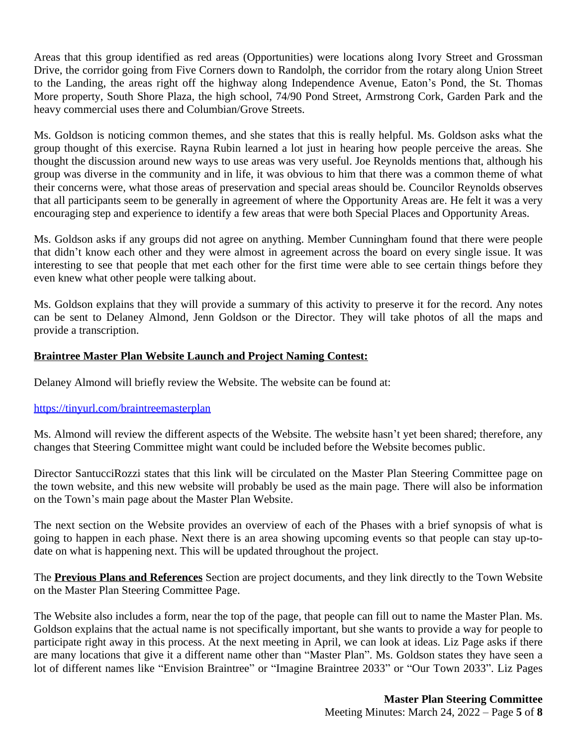Areas that this group identified as red areas (Opportunities) were locations along Ivory Street and Grossman Drive, the corridor going from Five Corners down to Randolph, the corridor from the rotary along Union Street to the Landing, the areas right off the highway along Independence Avenue, Eaton's Pond, the St. Thomas More property, South Shore Plaza, the high school, 74/90 Pond Street, Armstrong Cork, Garden Park and the heavy commercial uses there and Columbian/Grove Streets.

Ms. Goldson is noticing common themes, and she states that this is really helpful. Ms. Goldson asks what the group thought of this exercise. Rayna Rubin learned a lot just in hearing how people perceive the areas. She thought the discussion around new ways to use areas was very useful. Joe Reynolds mentions that, although his group was diverse in the community and in life, it was obvious to him that there was a common theme of what their concerns were, what those areas of preservation and special areas should be. Councilor Reynolds observes that all participants seem to be generally in agreement of where the Opportunity Areas are. He felt it was a very encouraging step and experience to identify a few areas that were both Special Places and Opportunity Areas.

Ms. Goldson asks if any groups did not agree on anything. Member Cunningham found that there were people that didn't know each other and they were almost in agreement across the board on every single issue. It was interesting to see that people that met each other for the first time were able to see certain things before they even knew what other people were talking about.

Ms. Goldson explains that they will provide a summary of this activity to preserve it for the record. Any notes can be sent to Delaney Almond, Jenn Goldson or the Director. They will take photos of all the maps and provide a transcription.

**Braintree Master Plan Website Launch and Project Naming Contest:**

Delaney Almond will briefly review the Website. The website can be found at:

https://tinyurl.com/braintreemasterplan

Ms. Almond will review the different aspects of the Website. The website hasn't yet been shared; therefore, any changes that Steering Committee might want could be included before the Website becomes public.

Director SantucciRozzi states that this link will be circulated on the Master Plan Steering Committee page on the town website, and this new website will probably be used as the main page. There will also be information on the Town's main page about the Master Plan Website.

The next section on the Website provides an overview of each of the Phases with a brief synopsis of what is going to happen in each phase. Next there is an area showing upcoming events so that people can stay up-to-date on what is happening next. This will be updated throughout the project.

The **Previous Plans and References** Section are project documents, and they link directly to the Town Website on the Master Plan Steering Committee Page.

The Website also includes a form, near the top of the page, that people can fill out to name the Master Plan. Ms. Goldson explains that the actual name is not specifically important, but she wants to provide a way for people to participate right away in this process. At the next meeting in April, we can look at ideas. Liz Page asks if there are many locations that give it a different name other than "Master Plan". Ms. Goldson states they have seen a lot of different names like "Envision Braintree" or "Imagine Braintree 2033" or "Our Town 2033". Liz Pages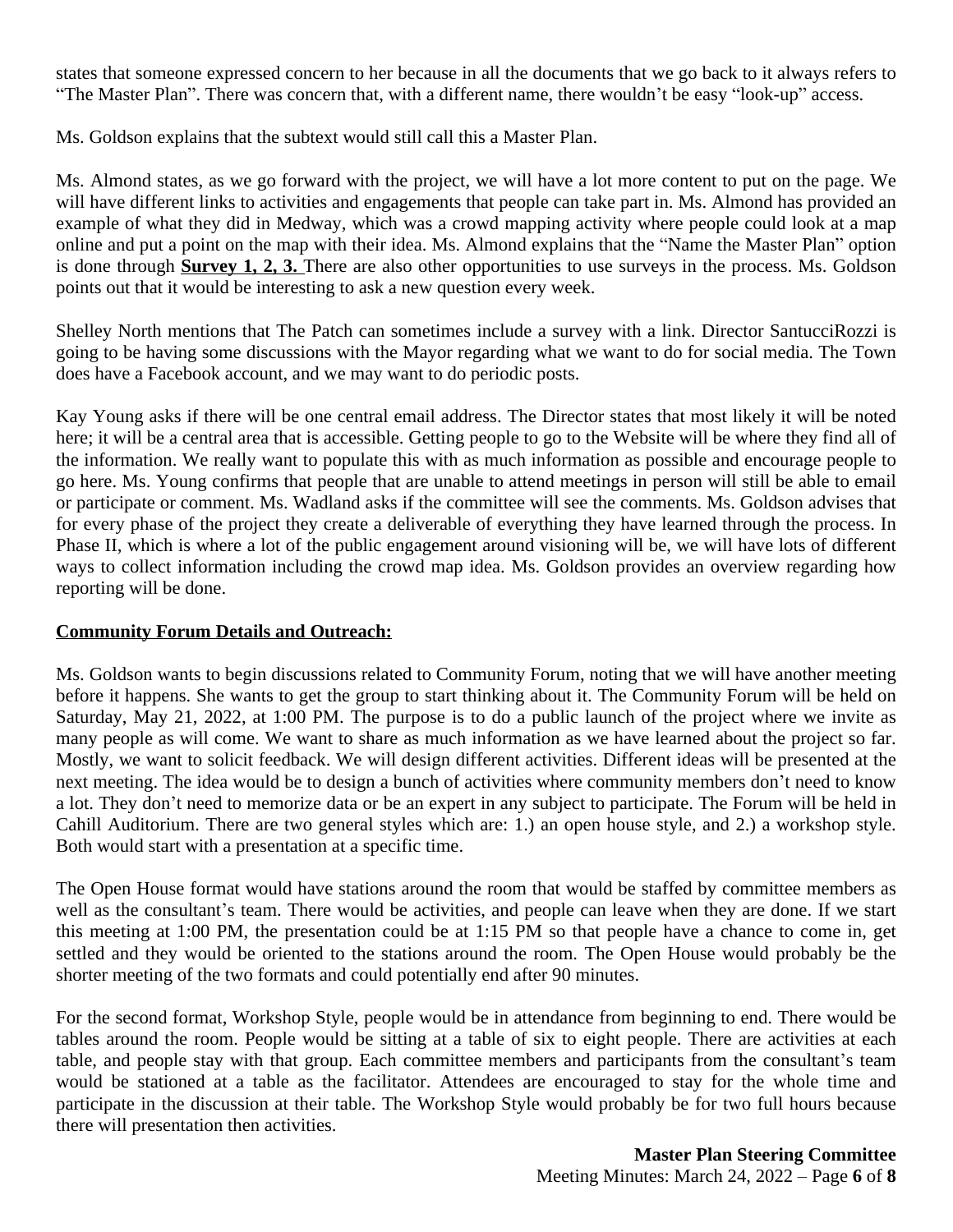states that someone expressed concern to her because in all the documents that we go back to it always refers to "The Master Plan". There was concern that, with a different name, there wouldn't be easy "look-up" access.

Ms. Goldson explains that the subtext would still call this a Master Plan.

Ms. Almond states, as we go forward with the project, we will have a lot more content to put on the page. We will have different links to activities and engagements that people can take part in. Ms. Almond has provided an example of what they did in Medway, which was a crowd mapping activity where people could look at a map online and put a point on the map with their idea. Ms. Almond explains that the "Name the Master Plan" option is done through **Survey 1, 2, 3.** There are also other opportunities to use surveys in the process. Ms. Goldson points out that it would be interesting to ask a new question every week.

Shelley North mentions that The Patch can sometimes include a survey with a link. Director SantucciRozzi is going to be having some discussions with the Mayor regarding what we want to do for social media. The Town does have a Facebook account, and we may want to do periodic posts.

Kay Young asks if there will be one central email address. The Director states that most likely it will be noted here; it will be a central area that is accessible. Getting people to go to the Website will be where they find all of the information. We really want to populate this with as much information as possible and encourage people to go here. Ms. Young confirms that people that are unable to attend meetings in person will still be able to email or participate or comment. Ms. Wadland asks if the committee will see the comments. Ms. Goldson advises that for every phase of the project they create a deliverable of everything they have learned through the process. In Phase II, which is where a lot of the public engagement around visioning will be, we will have lots of different ways to collect information including the crowd map idea. Ms. Goldson provides an overview regarding how reporting will be done.

**Community Forum Details and Outreach:**

Ms. Goldson wants to begin discussions related to Community Forum, noting that we will have another meeting before it happens. She wants to get the group to start thinking about it. The Community Forum will be held on Saturday, May 21, 2022, at 1:00 PM. The purpose is to do a public launch of the project where we invite as many people as will come. We want to share as much information as we have learned about the project so far. Mostly, we want to solicit feedback. We will design different activities. Different ideas will be presented at the next meeting. The idea would be to design a bunch of activities where community members don't need to know a lot. They don't need to memorize data or be an expert in any subject to participate. The Forum will be held in Cahill Auditorium. There are two general styles which are: 1.) an open house style, and 2.) a workshop style. Both would start with a presentation at a specific time.

The Open House format would have stations around the room that would be staffed by committee members as well as the consultant's team. There would be activities, and people can leave when they are done. If we start this meeting at 1:00 PM, the presentation could be at 1:15 PM so that people have a chance to come in, get settled and they would be oriented to the stations around the room. The Open House would probably be the shorter meeting of the two formats and could potentially end after 90 minutes.

For the second format, Workshop Style, people would be in attendance from beginning to end. There would be tables around the room. People would be sitting at a table of six to eight people. There are activities at each table, and people stay with that group. Each committee members and participants from the consultant's team would be stationed at a table as the facilitator. Attendees are encouraged to stay for the whole time and participate in the discussion at their table. The Workshop Style would probably be for two full hours because there will presentation then activities.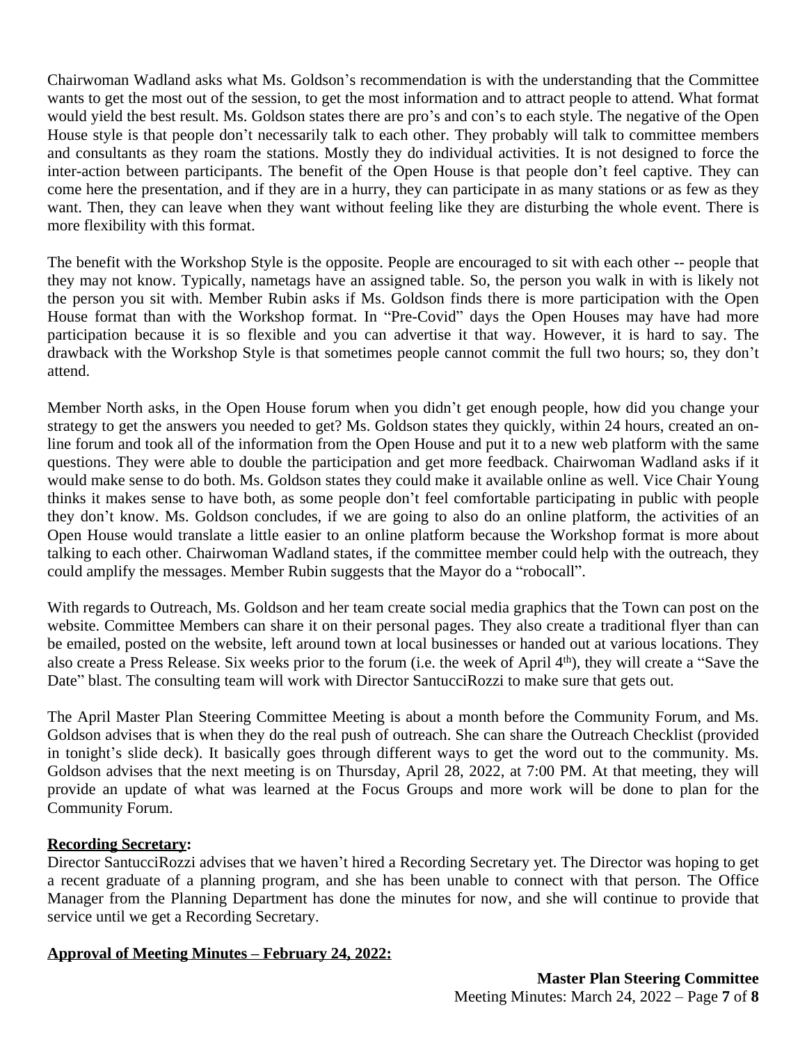Chairwoman Wadland asks what Ms. Goldson's recommendation is with the understanding that the Committee wants to get the most out of the session, to get the most information and to attract people to attend. What format would yield the best result. Ms. Goldson states there are pro's and con's to each style. The negative of the Open House style is that people don't necessarily talk to each other. They probably will talk to committee members and consultants as they roam the stations. Mostly they do individual activities. It is not designed to force the inter-action between participants. The benefit of the Open House is that people don't feel captive. They can come here the presentation, and if they are in a hurry, they can participate in as many stations or as few as they want. Then, they can leave when they want without feeling like they are disturbing the whole event. There is more flexibility with this format.

The benefit with the Workshop Style is the opposite. People are encouraged to sit with each other -- people that they may not know. Typically, nametags have an assigned table. So, the person you walk in with is likely not the person you sit with. Member Rubin asks if Ms. Goldson finds there is more participation with the Open House format than with the Workshop format. In "Pre-Covid" days the Open Houses may have had more participation because it is so flexible and you can advertise it that way. However, it is hard to say. The drawback with the Workshop Style is that sometimes people cannot commit the full two hours; so, they don't attend.

Member North asks, in the Open House forum when you didn't get enough people, how did you change your strategy to get the answers you needed to get? Ms. Goldson states they quickly, within 24 hours, created an on-line forum and took all of the information from the Open House and put it to a new web platform with the same questions. They were able to double the participation and get more feedback. Chairwoman Wadland asks if it would make sense to do both. Ms. Goldson states they could make it available online as well. Vice Chair Young thinks it makes sense to have both, as some people don't feel comfortable participating in public with people they don't know. Ms. Goldson concludes, if we are going to also do an online platform, the activities of an Open House would translate a little easier to an online platform because the Workshop format is more about talking to each other. Chairwoman Wadland states, if the committee member could help with the outreach, they could amplify the messages. Member Rubin suggests that the Mayor do a "robocall".

With regards to Outreach, Ms. Goldson and her team create social media graphics that the Town can post on the website. Committee Members can share it on their personal pages. They also create a traditional flyer than can be emailed, posted on the website, left around town at local businesses or handed out at various locations. They also create a Press Release. Six weeks prior to the forum (i.e. the week of April 4th), they will create a "Save the Date" blast. The consulting team will work with Director SantucciRozzi to make sure that gets out.

The April Master Plan Steering Committee Meeting is about a month before the Community Forum, and Ms. Goldson advises that is when they do the real push of outreach. She can share the Outreach Checklist (provided in tonight's slide deck). It basically goes through different ways to get the word out to the community. Ms. Goldson advises that the next meeting is on Thursday, April 28, 2022, at 7:00 PM. At that meeting, they will provide an update of what was learned at the Focus Groups and more work will be done to plan for the Community Forum.

**Recording Secretary:**

Director SantucciRozzi advises that we haven't hired a Recording Secretary yet. The Director was hoping to get a recent graduate of a planning program, and she has been unable to connect with that person. The Office Manager from the Planning Department has done the minutes for now, and she will continue to provide that service until we get a Recording Secretary.

**Approval of Meeting Minutes – February 24, 2022:**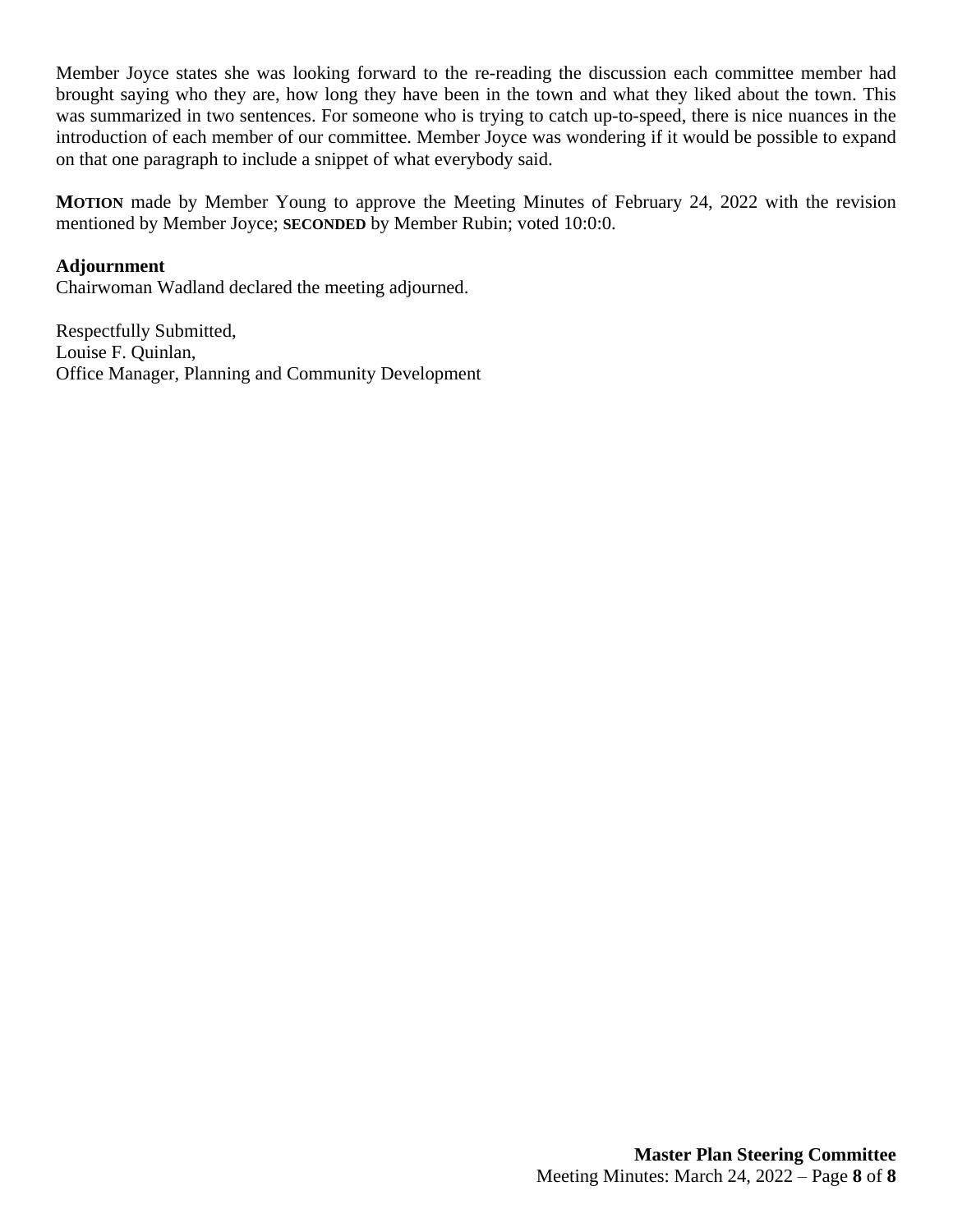Member Joyce states she was looking forward to the re-reading the discussion each committee member had brought saying who they are, how long they have been in the town and what they liked about the town. This was summarized in two sentences. For someone who is trying to catch up-to-speed, there is nice nuances in the introduction of each member of our committee. Member Joyce was wondering if it would be possible to expand on that one paragraph to include a snippet of what everybody said.

**MOTION** made by Member Young to approve the Meeting Minutes of February 24, 2022 with the revision mentioned by Member Joyce; **SECONDED** by Member Rubin; voted 10:0:0.

**Adjournment**
Chairwoman Wadland declared the meeting adjourned.

Respectfully Submitted,
Louise F. Quinlan,
Office Manager, Planning and Community Development